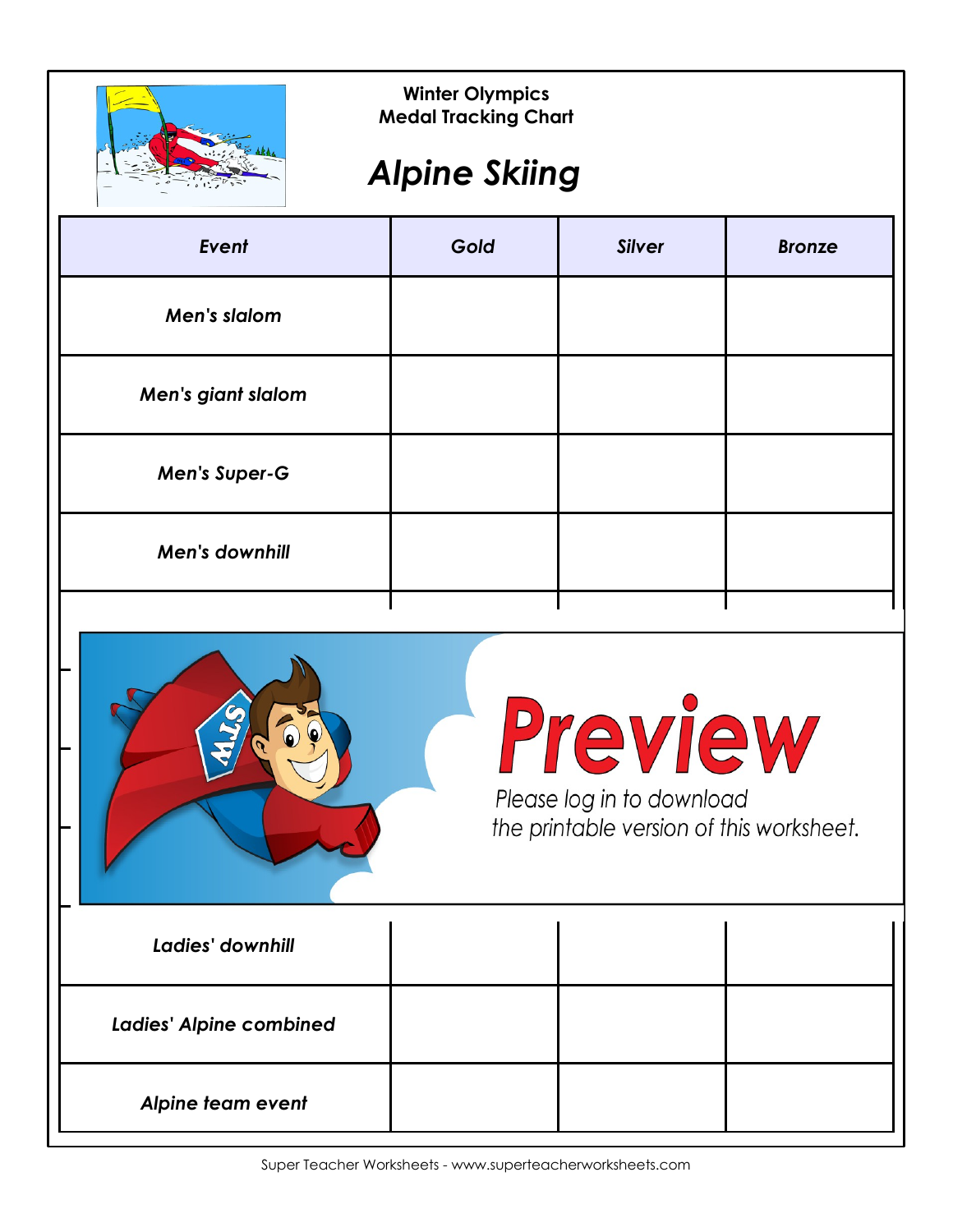Winter Olympics
Medal Tracking Chart

# Alpine Skiing

| Event | Gold | Silver | Bronze |
|---|---|---|---|
| Men's slalom | | | |
| Men's giant slalom | | | |
| Men's Super-G | | | |
| Men's downhill | | | |
| Ladies' downhill | | | |
| Ladies' Alpine combined | | | |
| Alpine team event | | | |

Preview
Please log in to download the printable version of this worksheet.

Super Teacher Worksheets - www.superteacherworksheets.com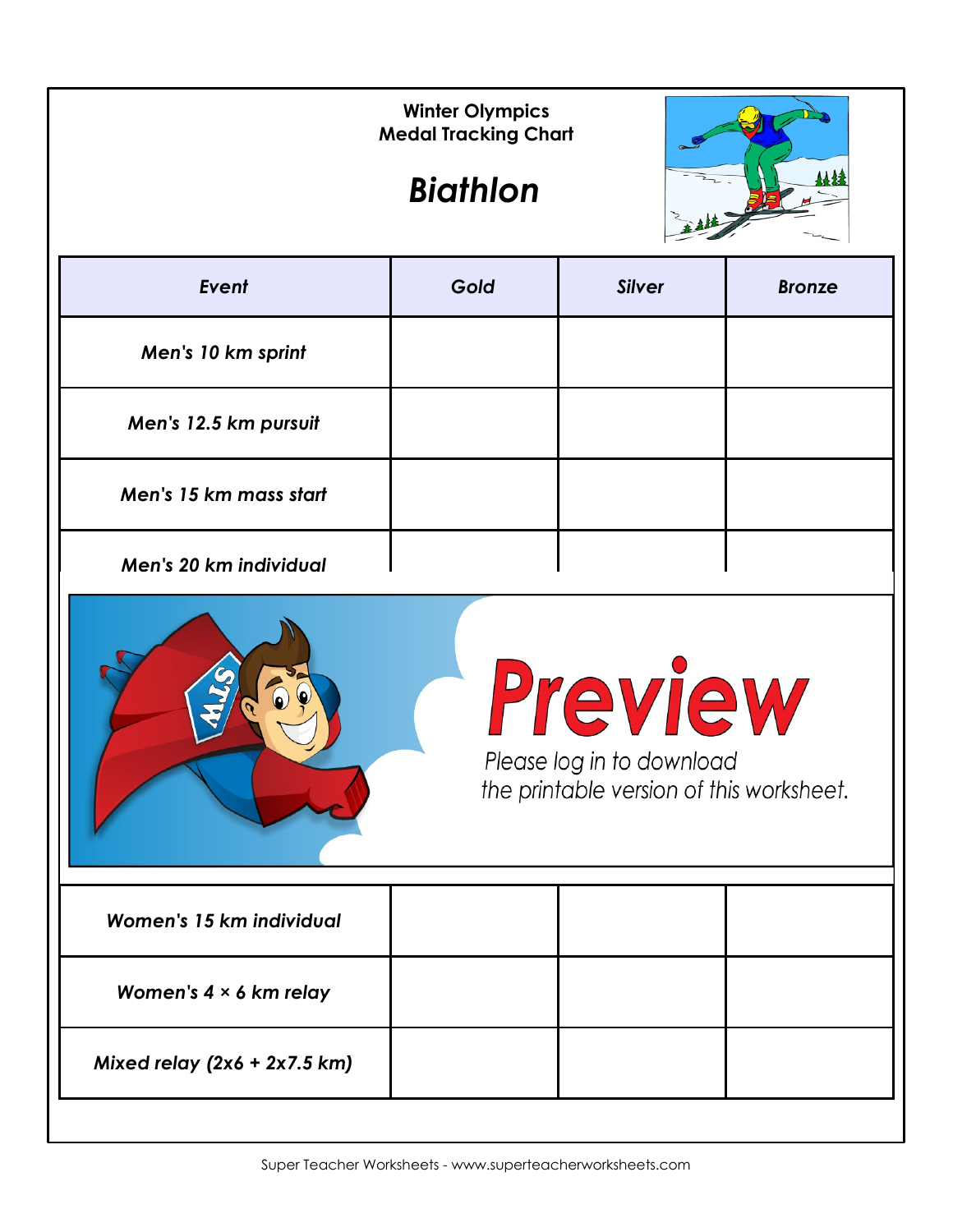Winter Olympics
Medal Tracking Chart

# Biathlon

| Event | Gold | Silver | Bronze |
|---|---|---|---|
| Men's 10 km sprint | | | |
| Men's 12.5 km pursuit | | | |
| Men's 15 km mass start | | | |
| Men's 20 km individual | | | |
| Women's 15 km individual | | | |
| Women's 4 × 6 km relay | | | |
| Mixed relay (2x6 + 2x7.5 km) | | | |

Preview

Please log in to download the printable version of this worksheet.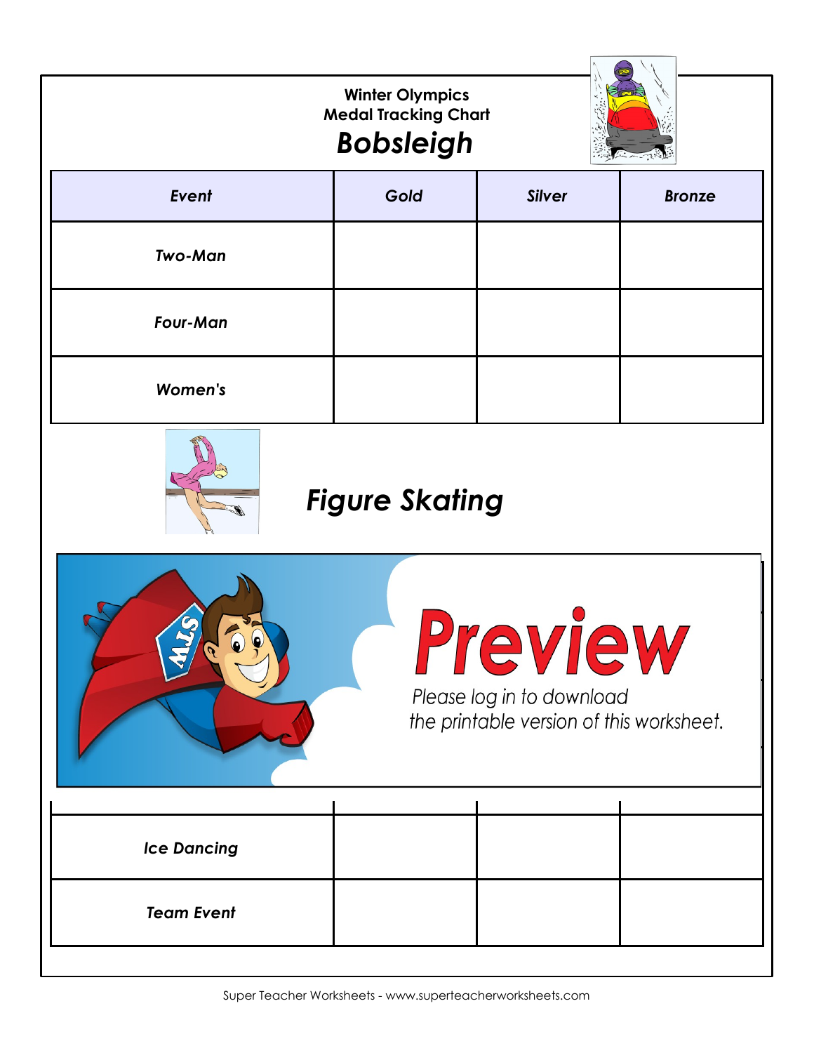# Winter Olympics
## Medal Tracking Chart
## Bobsleigh

| Event | Gold | Silver | Bronze |
|---|---|---|---|
| Two-Man | | | |
| Four-Man | | | |
| Women's | | | |

## Figure Skating

**Preview**

Please log in to download the printable version of this worksheet.

| Event | Gold | Silver | Bronze |
|---|---|---|---|
| Ice Dancing | | | |
| Team Event | | | |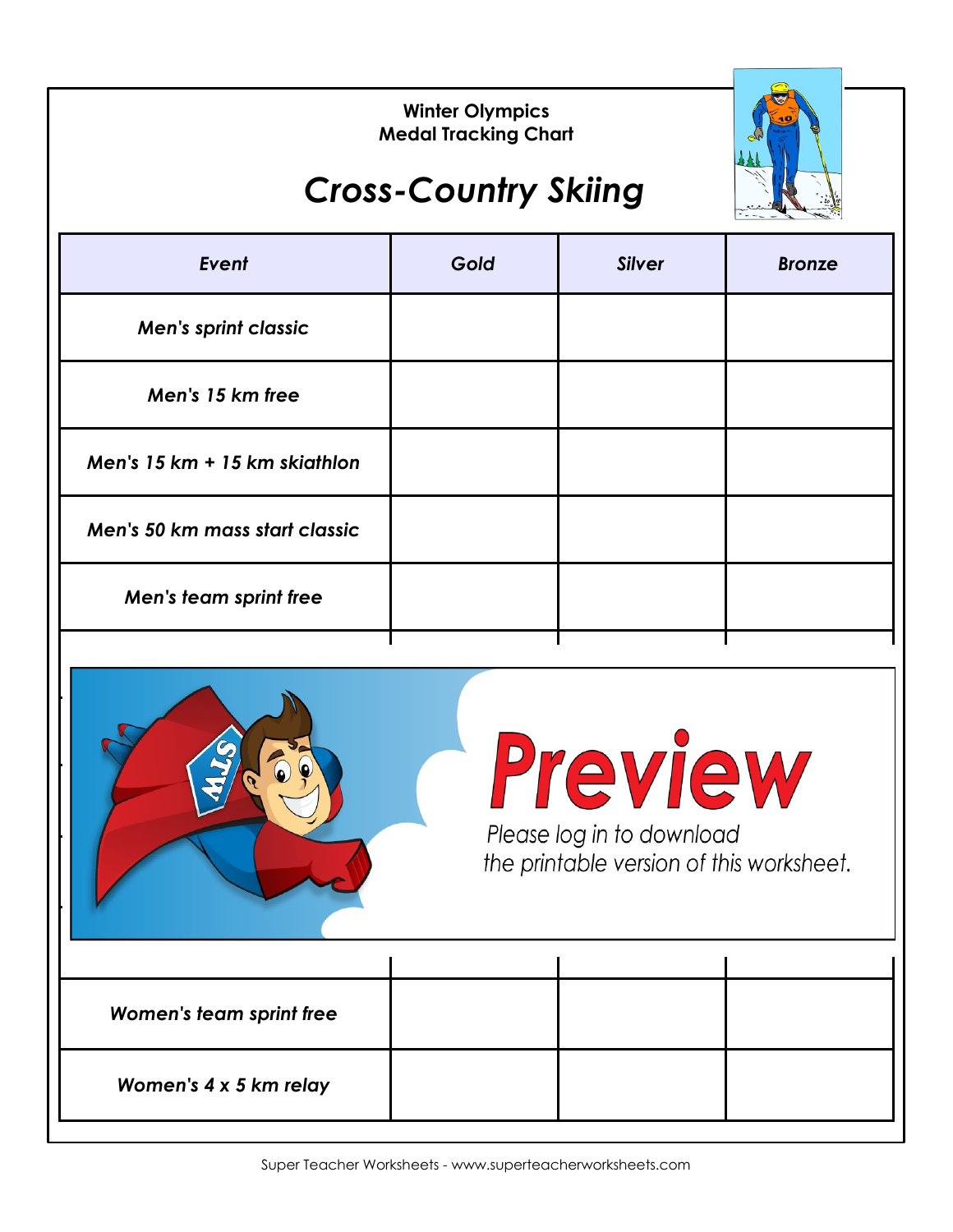Winter Olympics
Medal Tracking Chart

# Cross-Country Skiing

| Event | Gold | Silver | Bronze |
|---|---|---|---|
| Men's sprint classic | | | |
| Men's 15 km free | | | |
| Men's 15 km + 15 km skiathlon | | | |
| Men's 50 km mass start classic | | | |
| Men's team sprint free | | | |
| Women's team sprint free | | | |
| Women's 4 x 5 km relay | | | |

Preview

Please log in to download the printable version of this worksheet.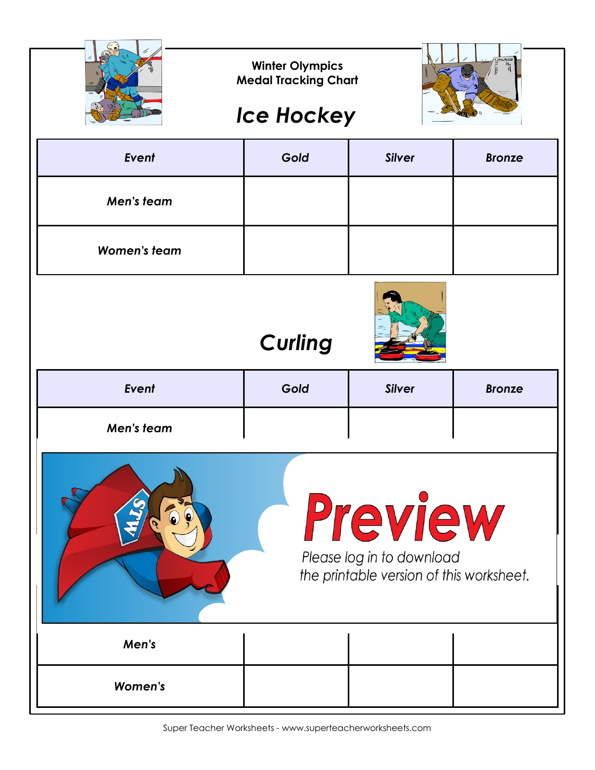Winter Olympics
Medal Tracking Chart

## Ice Hockey

| Event | Gold | Silver | Bronze |
|---|---|---|---|
| Men's team | | | |
| Women's team | | | |

## Curling

| Event | Gold | Silver | Bronze |
|---|---|---|---|
| Men's team | | | |

Preview

Please log in to download the printable version of this worksheet.

| | | | |
|---|---|---|---|
| Men's | | | |
| Women's | | | |

Super Teacher Worksheets - www.superteacherworksheets.com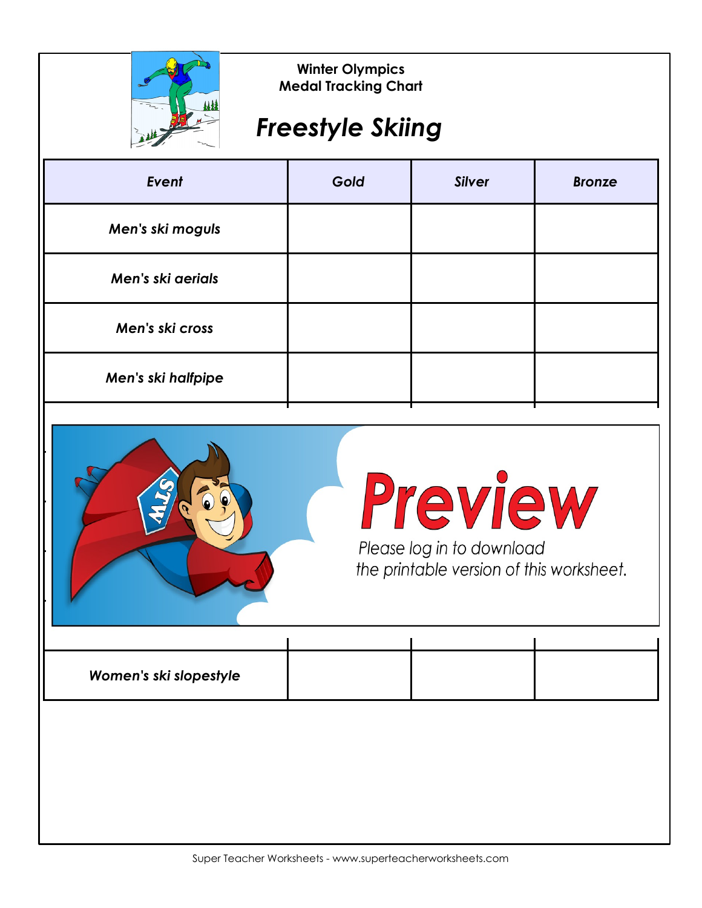Winter Olympics
Medal Tracking Chart

# Freestyle Skiing

| Event | Gold | Silver | Bronze |
|---|---|---|---|
| Men's ski moguls | | | |
| Men's ski aerials | | | |
| Men's ski cross | | | |
| Men's ski halfpipe | | | |
| Women's ski slopestyle | | | |

Preview

Please log in to download the printable version of this worksheet.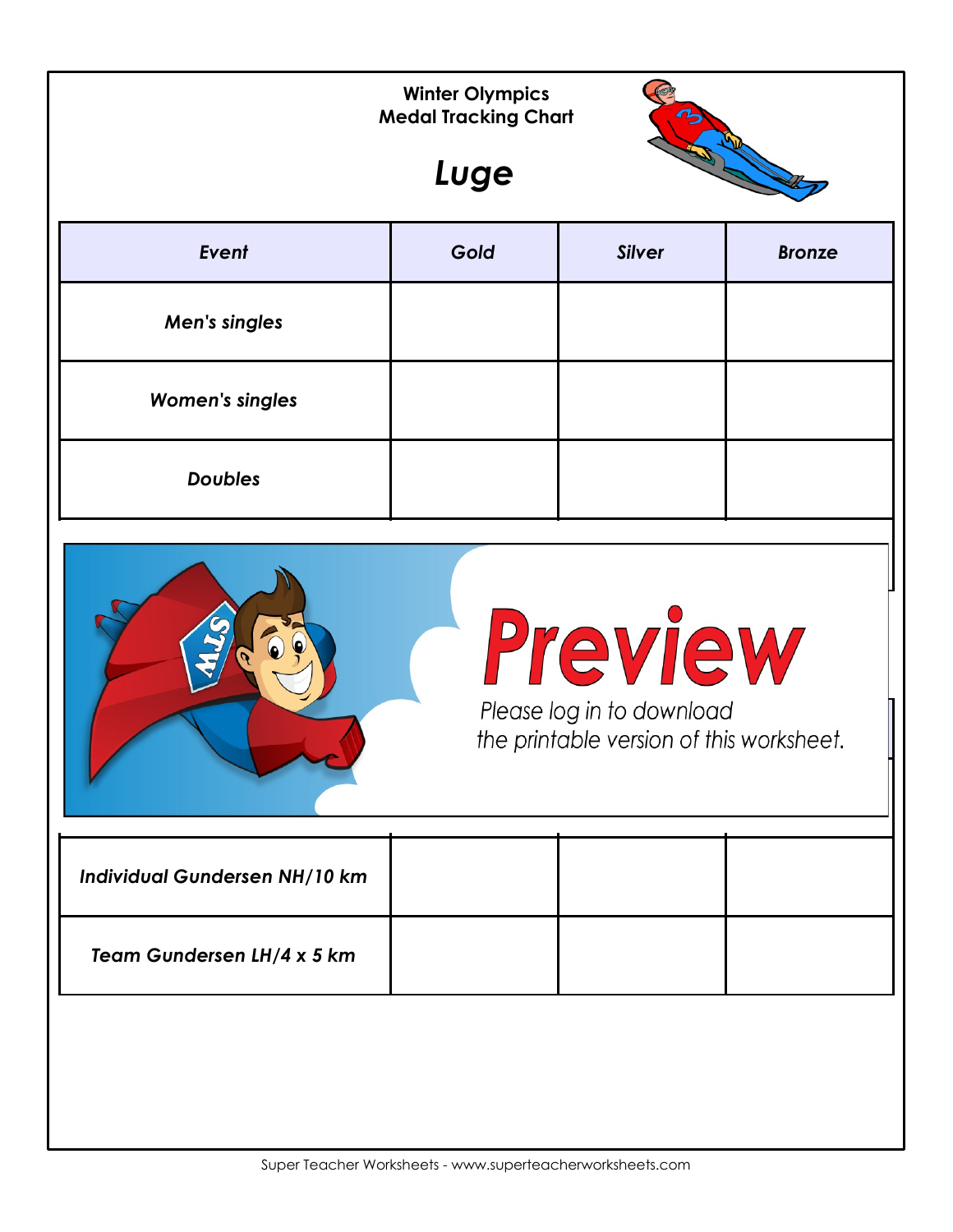Winter Olympics
Medal Tracking Chart

## Luge

| Event | Gold | Silver | Bronze |
| --- | --- | --- | --- |
| Men's singles | | | |
| Women's singles | | | |
| Doubles | | | |

**Preview**

Please log in to download the printable version of this worksheet.

| Event | Gold | Silver | Bronze |
| --- | --- | --- | --- |
| Individual Gundersen NH/10 km | | | |
| Team Gundersen LH/4 x 5 km | | | |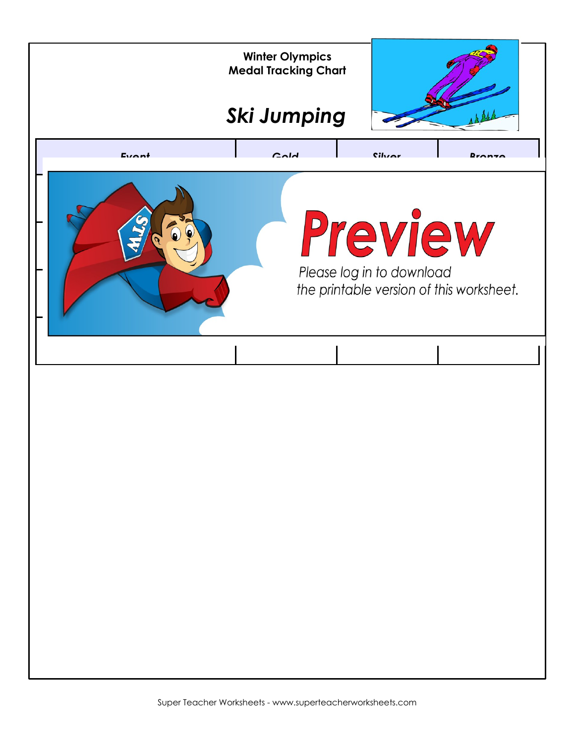**Winter Olympics**
**Medal Tracking Chart**

## *Ski Jumping*

| Event | Gold | Silver | Bronze |
|---|---|---|---|
| | | | |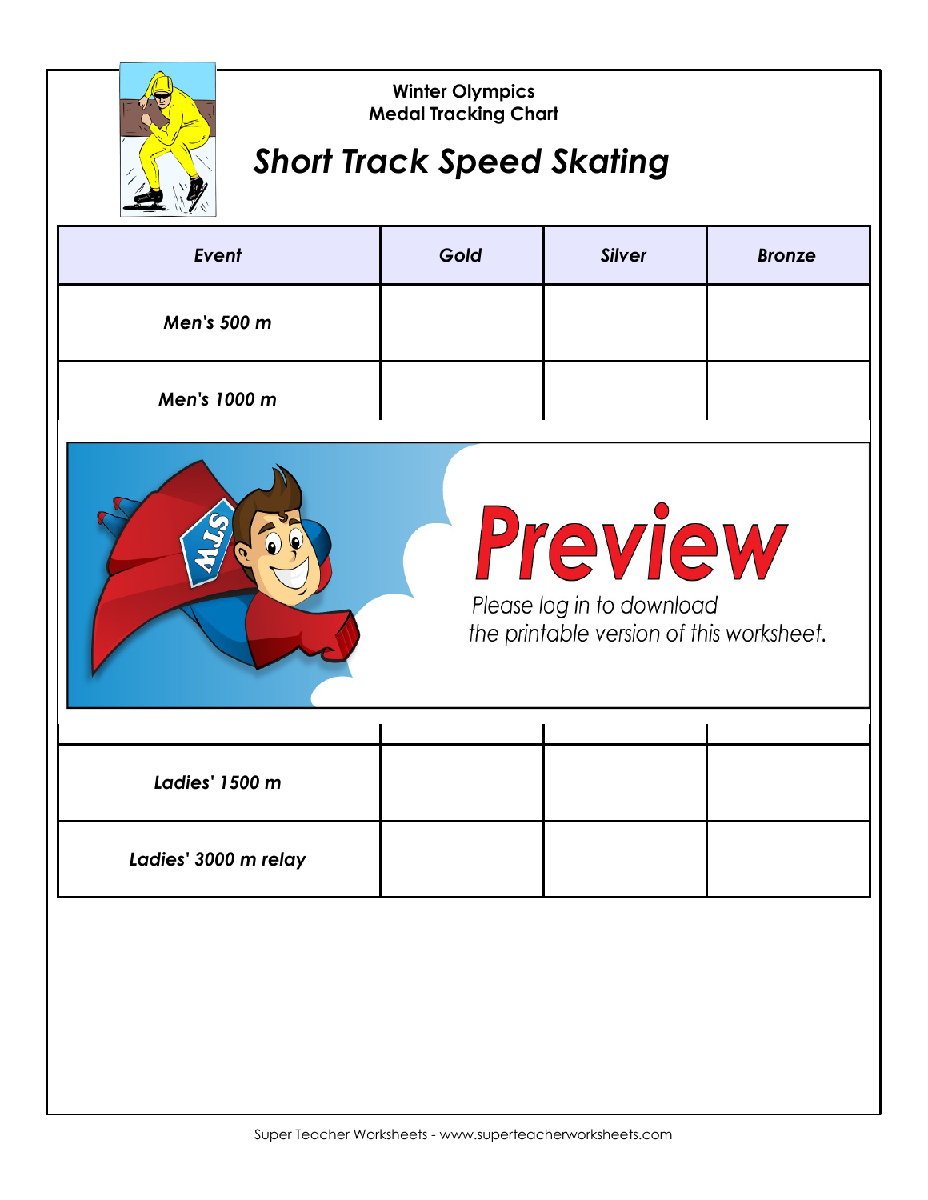Winter Olympics
Medal Tracking Chart

# Short Track Speed Skating

| Event | Gold | Silver | Bronze |
|---|---|---|---|
| Men's 500 m | | | |
| Men's 1000 m | | | |
| | | | |
| Ladies' 1500 m | | | |
| Ladies' 3000 m relay | | | |

Preview

Please log in to download the printable version of this worksheet.

Super Teacher Worksheets - www.superteacherworksheets.com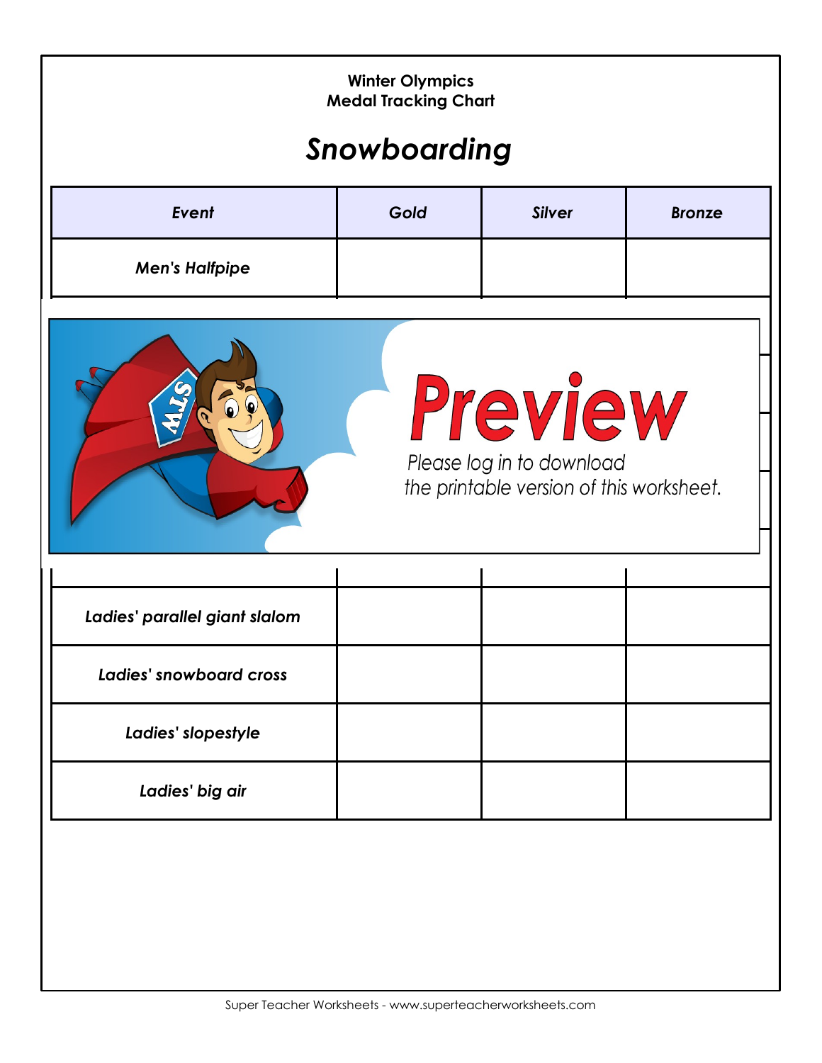Winter Olympics
Medal Tracking Chart

# *Snowboarding*

| Event | Gold | Silver | Bronze |
|---|---|---|---|
| *Men's Halfpipe* | | | |
| *Ladies' parallel giant slalom* | | | |
| *Ladies' snowboard cross* | | | |
| *Ladies' slopestyle* | | | |
| *Ladies' big air* | | | |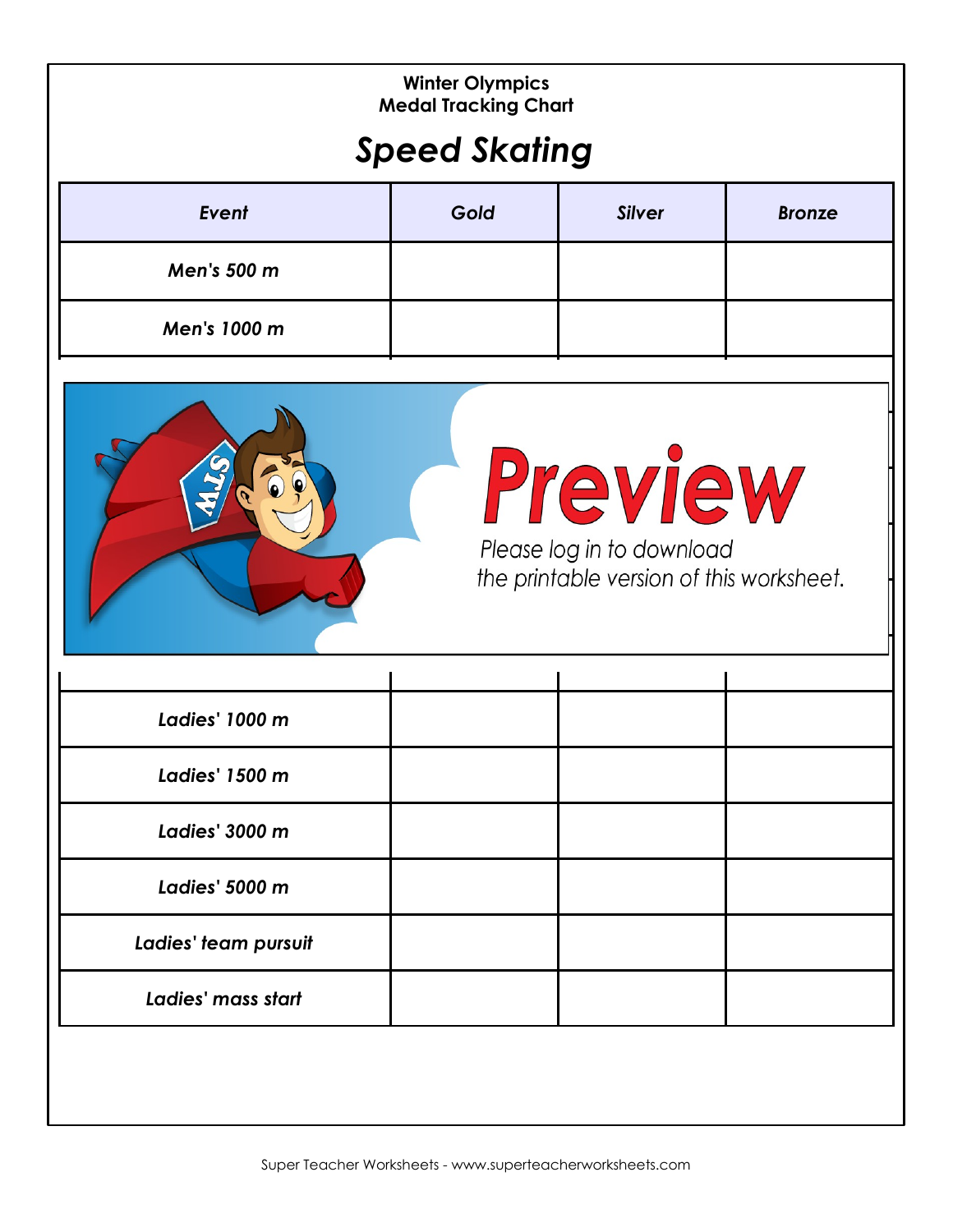Winter Olympics
Medal Tracking Chart

## Speed Skating

| Event | Gold | Silver | Bronze |
|---|---|---|---|
| Men's 500 m | | | |
| Men's 1000 m | | | |

Preview
Please log in to download the printable version of this worksheet.

| Event | Gold | Silver | Bronze |
|---|---|---|---|
| Ladies' 1000 m | | | |
| Ladies' 1500 m | | | |
| Ladies' 3000 m | | | |
| Ladies' 5000 m | | | |
| Ladies' team pursuit | | | |
| Ladies' mass start | | | |